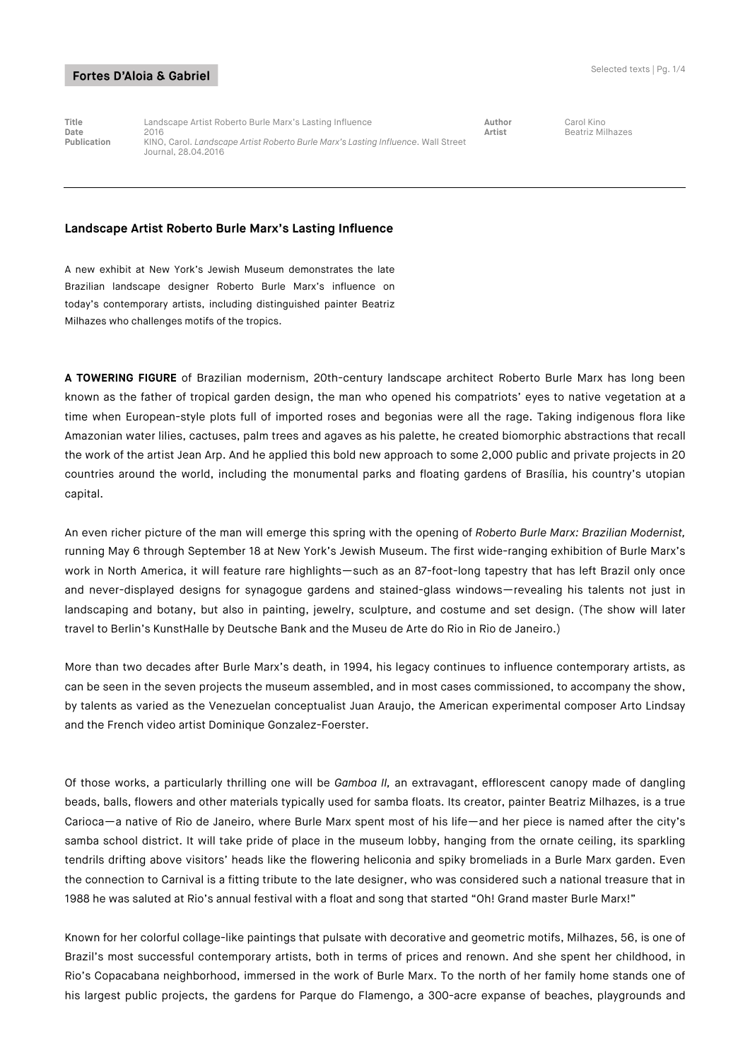**Fortes D'Aloia & Gabriel**

| | | | |
|---|---|---|---|
| **Title** | Landscape Artist Roberto Burle Marx's Lasting Influence | **Author** | Carol Kino |
| **Date** | 2016 | **Artist** | Beatriz Milhazes |
| **Publication** | KINO, Carol. *Landscape Artist Roberto Burle Marx's Lasting Influence.* Wall Street Journal, 28.04.2016 | | |

---

## Landscape Artist Roberto Burle Marx's Lasting Influence

A new exhibit at New York's Jewish Museum demonstrates the late Brazilian landscape designer Roberto Burle Marx's influence on today's contemporary artists, including distinguished painter Beatriz Milhazes who challenges motifs of the tropics.

**A TOWERING FIGURE** of Brazilian modernism, 20th-century landscape architect Roberto Burle Marx has long been known as the father of tropical garden design, the man who opened his compatriots' eyes to native vegetation at a time when European-style plots full of imported roses and begonias were all the rage. Taking indigenous flora like Amazonian water lilies, cactuses, palm trees and agaves as his palette, he created biomorphic abstractions that recall the work of the artist Jean Arp. And he applied this bold new approach to some 2,000 public and private projects in 20 countries around the world, including the monumental parks and floating gardens of Brasília, his country's utopian capital.

An even richer picture of the man will emerge this spring with the opening of *Roberto Burle Marx: Brazilian Modernist,* running May 6 through September 18 at New York's Jewish Museum. The first wide-ranging exhibition of Burle Marx's work in North America, it will feature rare highlights—such as an 87-foot-long tapestry that has left Brazil only once and never-displayed designs for synagogue gardens and stained-glass windows—revealing his talents not just in landscaping and botany, but also in painting, jewelry, sculpture, and costume and set design. (The show will later travel to Berlin's KunstHalle by Deutsche Bank and the Museu de Arte do Rio in Rio de Janeiro.)

More than two decades after Burle Marx's death, in 1994, his legacy continues to influence contemporary artists, as can be seen in the seven projects the museum assembled, and in most cases commissioned, to accompany the show, by talents as varied as the Venezuelan conceptualist Juan Araujo, the American experimental composer Arto Lindsay and the French video artist Dominique Gonzalez-Foerster.

Of those works, a particularly thrilling one will be *Gamboa II,* an extravagant, efflorescent canopy made of dangling beads, balls, flowers and other materials typically used for samba floats. Its creator, painter Beatriz Milhazes, is a true Carioca—a native of Rio de Janeiro, where Burle Marx spent most of his life—and her piece is named after the city's samba school district. It will take pride of place in the museum lobby, hanging from the ornate ceiling, its sparkling tendrils drifting above visitors' heads like the flowering heliconia and spiky bromeliads in a Burle Marx garden. Even the connection to Carnival is a fitting tribute to the late designer, who was considered such a national treasure that in 1988 he was saluted at Rio's annual festival with a float and song that started "Oh! Grand master Burle Marx!"

Known for her colorful collage-like paintings that pulsate with decorative and geometric motifs, Milhazes, 56, is one of Brazil's most successful contemporary artists, both in terms of prices and renown. And she spent her childhood, in Rio's Copacabana neighborhood, immersed in the work of Burle Marx. To the north of her family home stands one of his largest public projects, the gardens for Parque do Flamengo, a 300-acre expanse of beaches, playgrounds and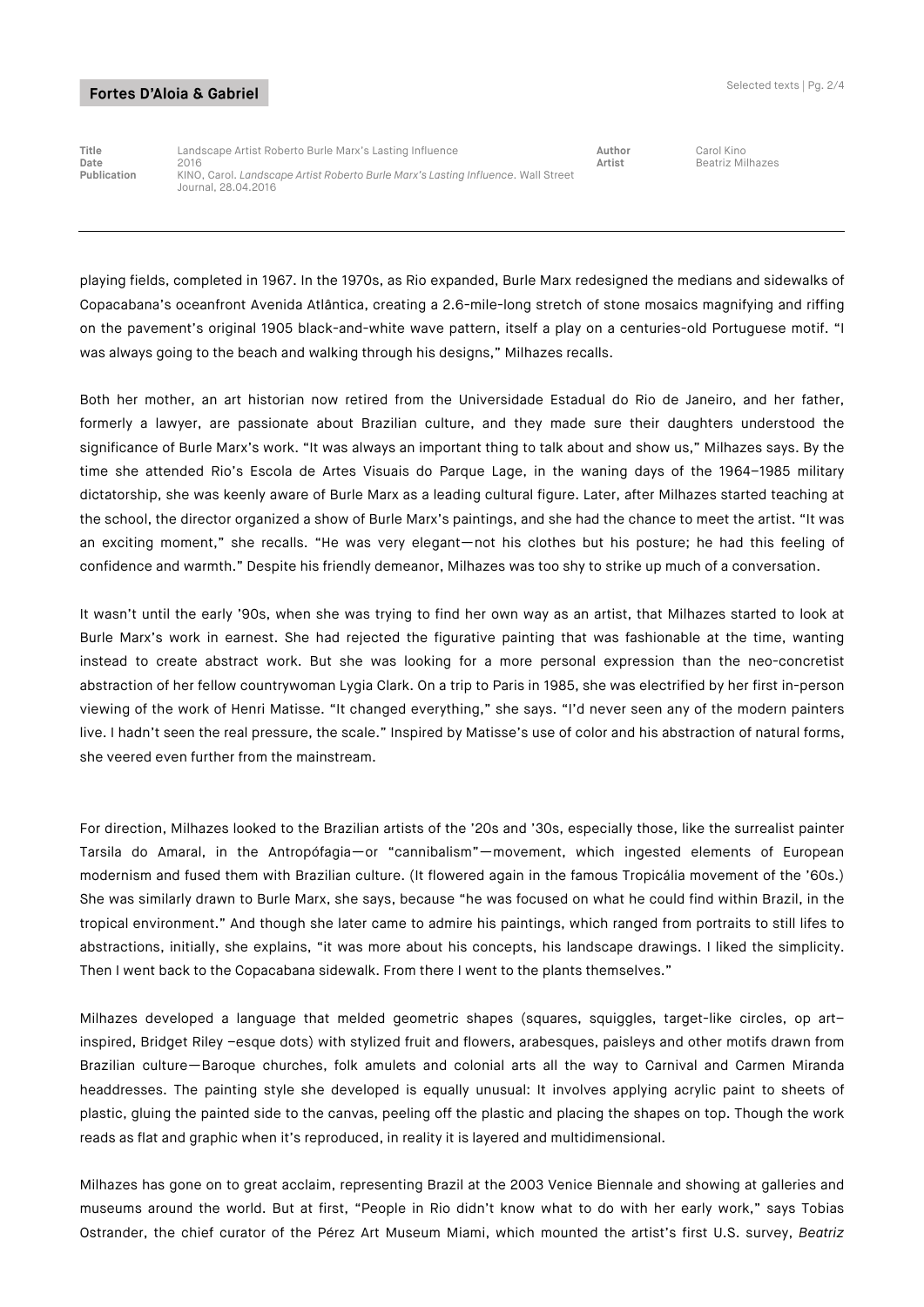| | | | |
|---|---|---|---|
| **Title** | Landscape Artist Roberto Burle Marx's Lasting Influence | **Author** | Carol Kino |
| **Date** | 2016 | **Artist** | Beatriz Milhazes |
| **Publication** | KINO, Carol. *Landscape Artist Roberto Burle Marx's Lasting Influence*. Wall Street Journal, 28.04.2016 | | |

playing fields, completed in 1967. In the 1970s, as Rio expanded, Burle Marx redesigned the medians and sidewalks of Copacabana's oceanfront Avenida Atlântica, creating a 2.6-mile-long stretch of stone mosaics magnifying and riffing on the pavement's original 1905 black-and-white wave pattern, itself a play on a centuries-old Portuguese motif. "I was always going to the beach and walking through his designs," Milhazes recalls.

Both her mother, an art historian now retired from the Universidade Estadual do Rio de Janeiro, and her father, formerly a lawyer, are passionate about Brazilian culture, and they made sure their daughters understood the significance of Burle Marx's work. "It was always an important thing to talk about and show us," Milhazes says. By the time she attended Rio's Escola de Artes Visuais do Parque Lage, in the waning days of the 1964–1985 military dictatorship, she was keenly aware of Burle Marx as a leading cultural figure. Later, after Milhazes started teaching at the school, the director organized a show of Burle Marx's paintings, and she had the chance to meet the artist. "It was an exciting moment," she recalls. "He was very elegant—not his clothes but his posture; he had this feeling of confidence and warmth." Despite his friendly demeanor, Milhazes was too shy to strike up much of a conversation.

It wasn't until the early '90s, when she was trying to find her own way as an artist, that Milhazes started to look at Burle Marx's work in earnest. She had rejected the figurative painting that was fashionable at the time, wanting instead to create abstract work. But she was looking for a more personal expression than the neo-concretist abstraction of her fellow countrywoman Lygia Clark. On a trip to Paris in 1985, she was electrified by her first in-person viewing of the work of Henri Matisse. "It changed everything," she says. "I'd never seen any of the modern painters live. I hadn't seen the real pressure, the scale." Inspired by Matisse's use of color and his abstraction of natural forms, she veered even further from the mainstream.

For direction, Milhazes looked to the Brazilian artists of the '20s and '30s, especially those, like the surrealist painter Tarsila do Amaral, in the Antropófagia—or "cannibalism"—movement, which ingested elements of European modernism and fused them with Brazilian culture. (It flowered again in the famous Tropicália movement of the '60s.) She was similarly drawn to Burle Marx, she says, because "he was focused on what he could find within Brazil, in the tropical environment." And though she later came to admire his paintings, which ranged from portraits to still lifes to abstractions, initially, she explains, "it was more about his concepts, his landscape drawings. I liked the simplicity. Then I went back to the Copacabana sidewalk. From there I went to the plants themselves."

Milhazes developed a language that melded geometric shapes (squares, squiggles, target-like circles, op art–inspired, Bridget Riley –esque dots) with stylized fruit and flowers, arabesques, paisleys and other motifs drawn from Brazilian culture—Baroque churches, folk amulets and colonial arts all the way to Carnival and Carmen Miranda headdresses. The painting style she developed is equally unusual: It involves applying acrylic paint to sheets of plastic, gluing the painted side to the canvas, peeling off the plastic and placing the shapes on top. Though the work reads as flat and graphic when it's reproduced, in reality it is layered and multidimensional.

Milhazes has gone on to great acclaim, representing Brazil at the 2003 Venice Biennale and showing at galleries and museums around the world. But at first, "People in Rio didn't know what to do with her early work," says Tobias Ostrander, the chief curator of the Pérez Art Museum Miami, which mounted the artist's first U.S. survey, *Beatriz*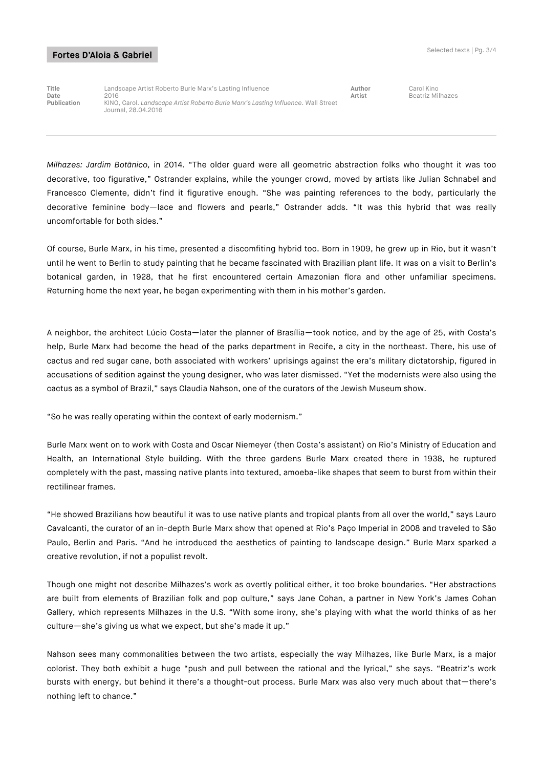*Milhazes: Jardim Botânico,* in 2014. "The older guard were all geometric abstraction folks who thought it was too decorative, too figurative," Ostrander explains, while the younger crowd, moved by artists like Julian Schnabel and Francesco Clemente, didn't find it figurative enough. "She was painting references to the body, particularly the decorative feminine body—lace and flowers and pearls," Ostrander adds. "It was this hybrid that was really uncomfortable for both sides."

Of course, Burle Marx, in his time, presented a discomfiting hybrid too. Born in 1909, he grew up in Rio, but it wasn't until he went to Berlin to study painting that he became fascinated with Brazilian plant life. It was on a visit to Berlin's botanical garden, in 1928, that he first encountered certain Amazonian flora and other unfamiliar specimens. Returning home the next year, he began experimenting with them in his mother's garden.

A neighbor, the architect Lúcio Costa—later the planner of Brasília—took notice, and by the age of 25, with Costa's help, Burle Marx had become the head of the parks department in Recife, a city in the northeast. There, his use of cactus and red sugar cane, both associated with workers' uprisings against the era's military dictatorship, figured in accusations of sedition against the young designer, who was later dismissed. "Yet the modernists were also using the cactus as a symbol of Brazil," says Claudia Nahson, one of the curators of the Jewish Museum show.

"So he was really operating within the context of early modernism."

Burle Marx went on to work with Costa and Oscar Niemeyer (then Costa's assistant) on Rio's Ministry of Education and Health, an International Style building. With the three gardens Burle Marx created there in 1938, he ruptured completely with the past, massing native plants into textured, amoeba-like shapes that seem to burst from within their rectilinear frames.

"He showed Brazilians how beautiful it was to use native plants and tropical plants from all over the world," says Lauro Cavalcanti, the curator of an in-depth Burle Marx show that opened at Rio's Paço Imperial in 2008 and traveled to São Paulo, Berlin and Paris. "And he introduced the aesthetics of painting to landscape design." Burle Marx sparked a creative revolution, if not a populist revolt.

Though one might not describe Milhazes's work as overtly political either, it too broke boundaries. "Her abstractions are built from elements of Brazilian folk and pop culture," says Jane Cohan, a partner in New York's James Cohan Gallery, which represents Milhazes in the U.S. "With some irony, she's playing with what the world thinks of as her culture—she's giving us what we expect, but she's made it up."

Nahson sees many commonalities between the two artists, especially the way Milhazes, like Burle Marx, is a major colorist. They both exhibit a huge "push and pull between the rational and the lyrical," she says. "Beatriz's work bursts with energy, but behind it there's a thought-out process. Burle Marx was also very much about that—there's nothing left to chance."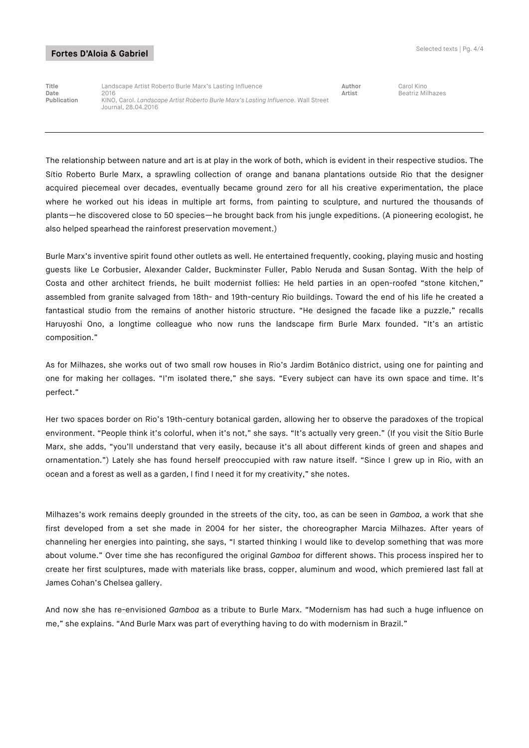| | | | |
|---|---|---|---|
| **Title** | Landscape Artist Roberto Burle Marx's Lasting Influence | **Author** | Carol Kino |
| **Date** | 2016 | **Artist** | Beatriz Milhazes |
| **Publication** | KINO, Carol. *Landscape Artist Roberto Burle Marx's Lasting Influence*. Wall Street Journal, 28.04.2016 | | |

---

The relationship between nature and art is at play in the work of both, which is evident in their respective studios. The Sítio Roberto Burle Marx, a sprawling collection of orange and banana plantations outside Rio that the designer acquired piecemeal over decades, eventually became ground zero for all his creative experimentation, the place where he worked out his ideas in multiple art forms, from painting to sculpture, and nurtured the thousands of plants—he discovered close to 50 species—he brought back from his jungle expeditions. (A pioneering ecologist, he also helped spearhead the rainforest preservation movement.)

Burle Marx's inventive spirit found other outlets as well. He entertained frequently, cooking, playing music and hosting guests like Le Corbusier, Alexander Calder, Buckminster Fuller, Pablo Neruda and Susan Sontag. With the help of Costa and other architect friends, he built modernist follies: He held parties in an open-roofed "stone kitchen," assembled from granite salvaged from 18th- and 19th-century Rio buildings. Toward the end of his life he created a fantastical studio from the remains of another historic structure. "He designed the facade like a puzzle," recalls Haruyoshi Ono, a longtime colleague who now runs the landscape firm Burle Marx founded. "It's an artistic composition."

As for Milhazes, she works out of two small row houses in Rio's Jardim Botânico district, using one for painting and one for making her collages. "I'm isolated there," she says. "Every subject can have its own space and time. It's perfect."

Her two spaces border on Rio's 19th-century botanical garden, allowing her to observe the paradoxes of the tropical environment. "People think it's colorful, when it's not," she says. "It's actually very green." (If you visit the Sítio Burle Marx, she adds, "you'll understand that very easily, because it's all about different kinds of green and shapes and ornamentation.") Lately she has found herself preoccupied with raw nature itself. "Since I grew up in Rio, with an ocean and a forest as well as a garden, I find I need it for my creativity," she notes.

Milhazes's work remains deeply grounded in the streets of the city, too, as can be seen in *Gamboa,* a work that she first developed from a set she made in 2004 for her sister, the choreographer Marcia Milhazes. After years of channeling her energies into painting, she says, "I started thinking I would like to develop something that was more about volume." Over time she has reconfigured the original *Gamboa* for different shows. This process inspired her to create her first sculptures, made with materials like brass, copper, aluminum and wood, which premiered last fall at James Cohan's Chelsea gallery.

And now she has re-envisioned *Gamboa* as a tribute to Burle Marx. "Modernism has had such a huge influence on me," she explains. "And Burle Marx was part of everything having to do with modernism in Brazil."